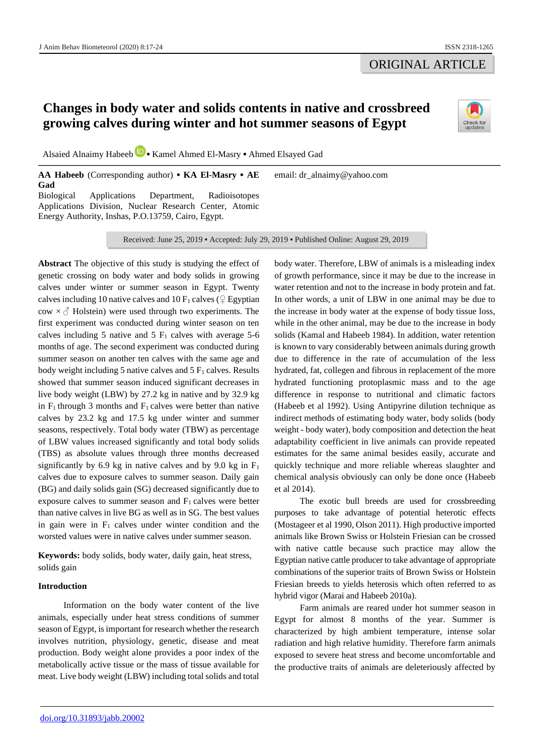ORIGINAL ARTICLE

# Changes in body water and solids contents in native and crossbreed growing calves during winter and hot summer seasons of Egypt

Alsaied Alnaimy Habeeb ▪ Kamel Ahmed El-Masry ▪ Ahmed Elsayed Gad

**AA Habeeb** (Corresponding author) ▪ **KA El-Masry** ▪ **AE Gad**
Biological Applications Department, Radioisotopes Applications Division, Nuclear Research Center, Atomic Energy Authority, Inshas, P.O.13759, Cairo, Egypt.

email: dr_alnaimy@yahoo.com

Received: June 25, 2019 ▪ Accepted: July 29, 2019 ▪ Published Online: August 29, 2019

**Abstract** The objective of this study is studying the effect of genetic crossing on body water and body solids in growing calves under winter or summer season in Egypt. Twenty calves including 10 native calves and 10 $F_1$ calves (♀ Egyptian cow × ♂ Holstein) were used through two experiments. The first experiment was conducted during winter season on ten calves including 5 native and 5 $F_1$ calves with average 5-6 months of age. The second experiment was conducted during summer season on another ten calves with the same age and body weight including 5 native calves and 5 $F_1$ calves. Results showed that summer season induced significant decreases in live body weight (LBW) by 27.2 kg in native and by 32.9 kg in $F_1$ through 3 months and $F_1$ calves were better than native calves by 23.2 kg and 17.5 kg under winter and summer seasons, respectively. Total body water (TBW) as percentage of LBW values increased significantly and total body solids (TBS) as absolute values through three months decreased significantly by 6.9 kg in native calves and by 9.0 kg in $F_1$ calves due to exposure calves to summer season. Daily gain (BG) and daily solids gain (SG) decreased significantly due to exposure calves to summer season and $F_1$ calves were better than native calves in live BG as well as in SG. The best values in gain were in $F_1$ calves under winter condition and the worsted values were in native calves under summer season.

**Keywords:** body solids, body water, daily gain, heat stress, solids gain

## Introduction

Information on the body water content of the live animals, especially under heat stress conditions of summer season of Egypt, is important for research whether the research involves nutrition, physiology, genetic, disease and meat production. Body weight alone provides a poor index of the metabolically active tissue or the mass of tissue available for meat. Live body weight (LBW) including total solids and total body water. Therefore, LBW of animals is a misleading index of growth performance, since it may be due to the increase in water retention and not to the increase in body protein and fat. In other words, a unit of LBW in one animal may be due to the increase in body water at the expense of body tissue loss, while in the other animal, may be due to the increase in body solids (Kamal and Habeeb 1984). In addition, water retention is known to vary considerably between animals during growth due to difference in the rate of accumulation of the less hydrated, fat, collegen and fibrous in replacement of the more hydrated functioning protoplasmic mass and to the age difference in response to nutritional and climatic factors (Habeeb et al 1992). Using Antipyrine dilution technique as indirect methods of estimating body water, body solids (body weight - body water), body composition and detection the heat adaptability coefficient in live animals can provide repeated estimates for the same animal besides easily, accurate and quickly technique and more reliable whereas slaughter and chemical analysis obviously can only be done once (Habeeb et al 2014).

The exotic bull breeds are used for crossbreeding purposes to take advantage of potential heterotic effects (Mostageer et al 1990, Olson 2011). High productive imported animals like Brown Swiss or Holstein Friesian can be crossed with native cattle because such practice may allow the Egyptian native cattle producer to take advantage of appropriate combinations of the superior traits of Brown Swiss or Holstein Friesian breeds to yields heterosis which often referred to as hybrid vigor (Marai and Habeeb 2010a).

Farm animals are reared under hot summer season in Egypt for almost 8 months of the year. Summer is characterized by high ambient temperature, intense solar radiation and high relative humidity. Therefore farm animals exposed to severe heat stress and become uncomfortable and the productive traits of animals are deleteriously affected by

doi.org/10.31893/jabb.20002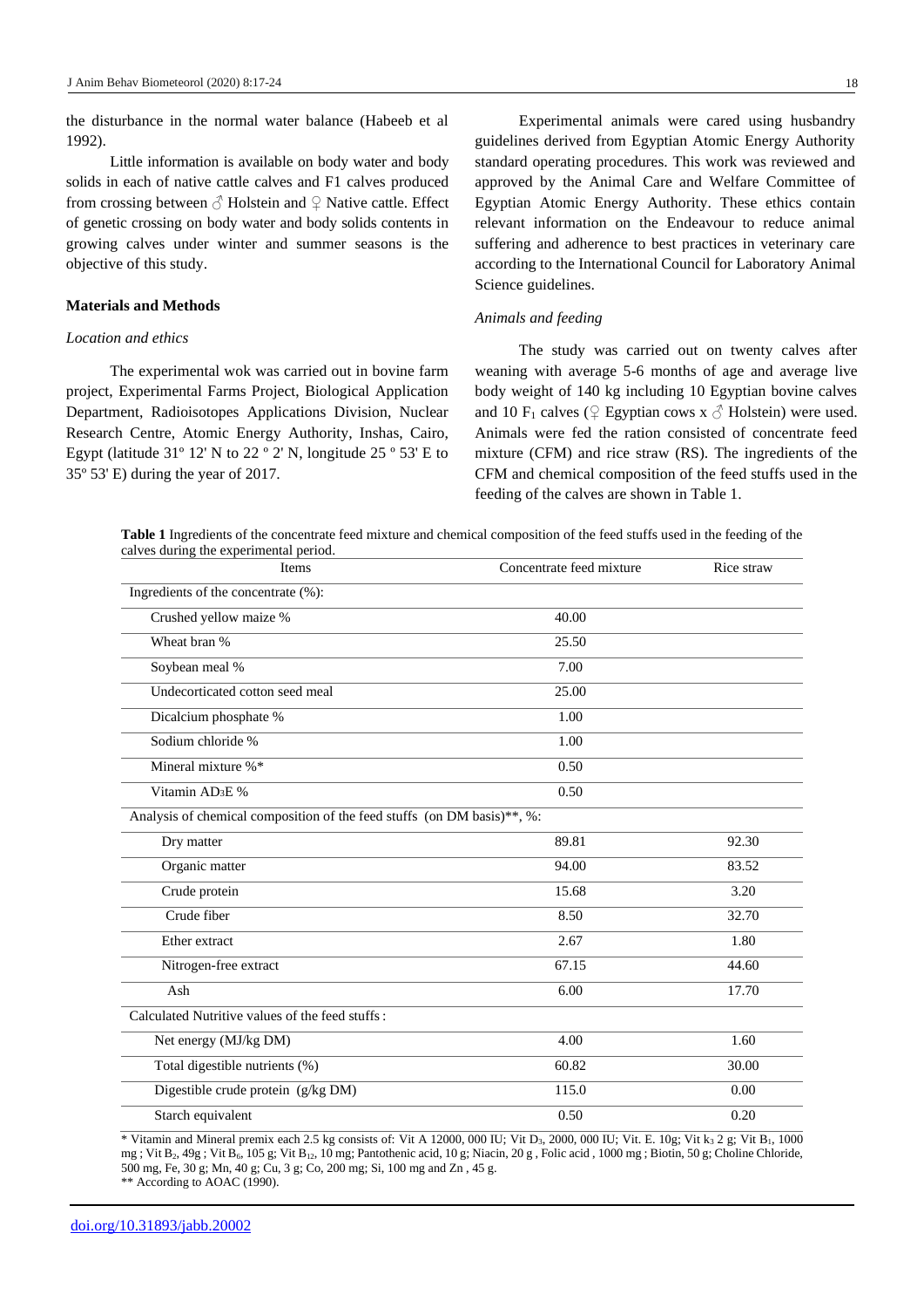the disturbance in the normal water balance (Habeeb et al 1992).

Little information is available on body water and body solids in each of native cattle calves and F1 calves produced from crossing between ♂ Holstein and ♀ Native cattle. Effect of genetic crossing on body water and body solids contents in growing calves under winter and summer seasons is the objective of this study.

## Materials and Methods

### *Location and ethics*

The experimental wok was carried out in bovine farm project, Experimental Farms Project, Biological Application Department, Radioisotopes Applications Division, Nuclear Research Centre, Atomic Energy Authority, Inshas, Cairo, Egypt (latitude 31º 12' N to 22 º 2' N, longitude 25 º 53' E to 35º 53' E) during the year of 2017.

Experimental animals were cared using husbandry guidelines derived from Egyptian Atomic Energy Authority standard operating procedures. This work was reviewed and approved by the Animal Care and Welfare Committee of Egyptian Atomic Energy Authority. These ethics contain relevant information on the Endeavour to reduce animal suffering and adherence to best practices in veterinary care according to the International Council for Laboratory Animal Science guidelines.

### *Animals and feeding*

The study was carried out on twenty calves after weaning with average 5-6 months of age and average live body weight of 140 kg including 10 Egyptian bovine calves and 10 $F_1$ calves (♀ Egyptian cows x ♂ Holstein) were used. Animals were fed the ration consisted of concentrate feed mixture (CFM) and rice straw (RS). The ingredients of the CFM and chemical composition of the feed stuffs used in the feeding of the calves are shown in Table 1.

**Table 1** Ingredients of the concentrate feed mixture and chemical composition of the feed stuffs used in the feeding of the calves during the experimental period.

| Items | Concentrate feed mixture | Rice straw |
|---|---|---|
| Ingredients of the concentrate (%): | | |
| Crushed yellow maize % | 40.00 | |
| Wheat bran % | 25.50 | |
| Soybean meal % | 7.00 | |
| Undecorticated cotton seed meal | 25.00 | |
| Dicalcium phosphate % | 1.00 | |
| Sodium chloride % | 1.00 | |
| Mineral mixture %* | 0.50 | |
| Vitamin $AD_3E$ % | 0.50 | |
| Analysis of chemical composition of the feed stuffs (on DM basis)**, %: | | |
| Dry matter | 89.81 | 92.30 |
| Organic matter | 94.00 | 83.52 |
| Crude protein | 15.68 | 3.20 |
| Crude fiber | 8.50 | 32.70 |
| Ether extract | 2.67 | 1.80 |
| Nitrogen-free extract | 67.15 | 44.60 |
| Ash | 6.00 | 17.70 |
| Calculated Nutritive values of the feed stuffs : | | |
| Net energy (MJ/kg DM) | 4.00 | 1.60 |
| Total digestible nutrients (%) | 60.82 | 30.00 |
| Digestible crude protein (g/kg DM) | 115.0 | 0.00 |
| Starch equivalent | 0.50 | 0.20 |

\* Vitamin and Mineral premix each 2.5 kg consists of: Vit A 12000, 000 IU; Vit $D_3$, 2000, 000 IU; Vit. E. 10g; Vit $k_3$ 2 g; Vit $B_1$, 1000 mg ; Vit $B_2$, 49g ; Vit $B_6$, 105 g; Vit $B_{12}$, 10 mg; Pantothenic acid, 10 g; Niacin, 20 g , Folic acid , 1000 mg ; Biotin, 50 g; Choline Chloride, 500 mg, Fe, 30 g; Mn, 40 g; Cu, 3 g; Co, 200 mg; Si, 100 mg and Zn , 45 g.
** According to AOAC (1990).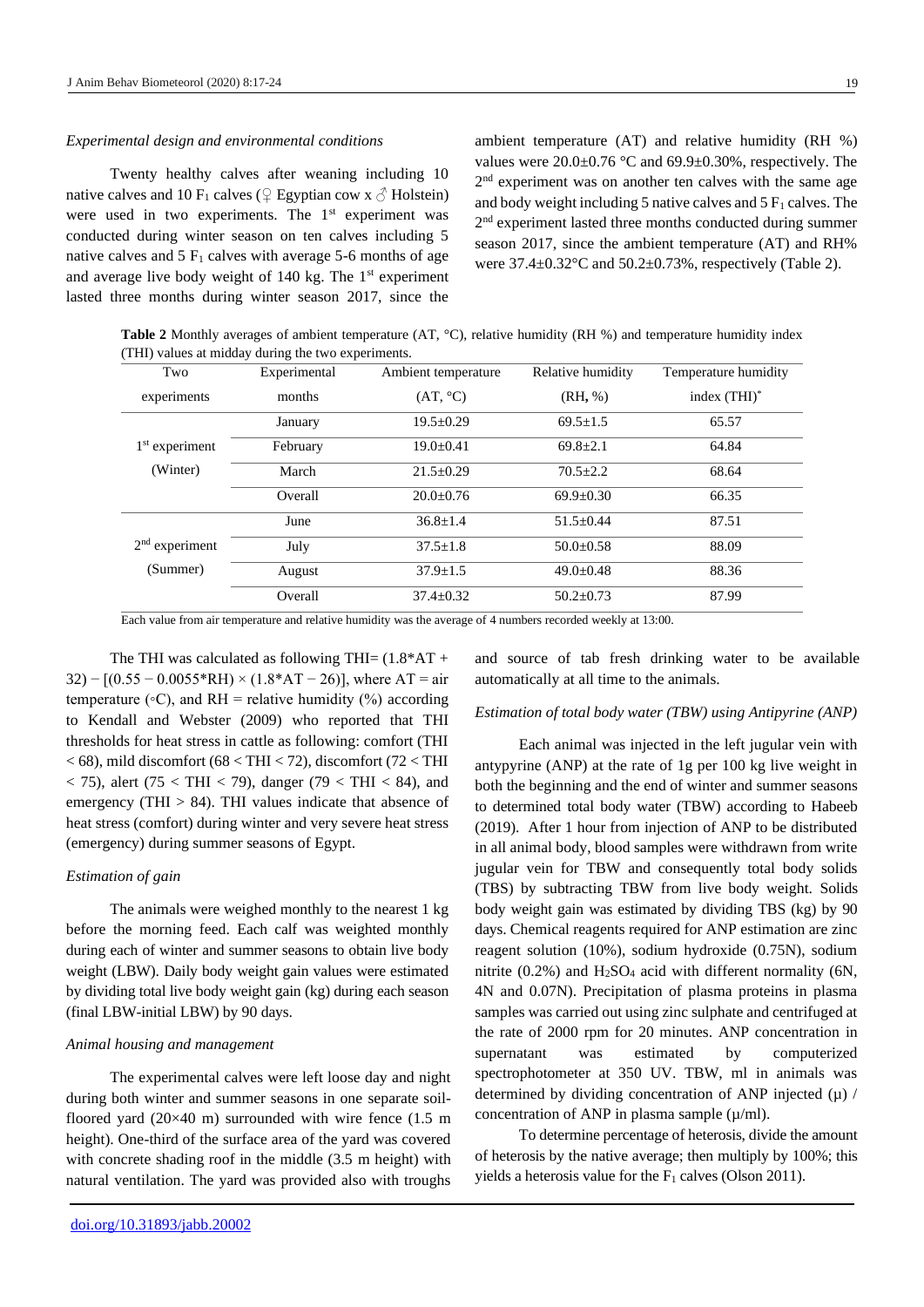*Experimental design and environmental conditions*

Twenty healthy calves after weaning including 10 native calves and 10 $F_1$ calves (♀ Egyptian cow x ♂ Holstein) were used in two experiments. The 1st experiment was conducted during winter season on ten calves including 5 native calves and 5 $F_1$ calves with average 5-6 months of age and average live body weight of 140 kg. The 1st experiment lasted three months during winter season 2017, since the ambient temperature (AT) and relative humidity (RH %) values were 20.0±0.76 °C and 69.9±0.30%, respectively. The 2nd experiment was on another ten calves with the same age and body weight including 5 native calves and 5 $F_1$ calves. The 2nd experiment lasted three months conducted during summer season 2017, since the ambient temperature (AT) and RH% were 37.4±0.32°C and 50.2±0.73%, respectively (Table 2).

**Table 2** Monthly averages of ambient temperature (AT, °C), relative humidity (RH %) and temperature humidity index (THI) values at midday during the two experiments.

| Two experiments | Experimental months | Ambient temperature (AT, °C) | Relative humidity (RH, %) | Temperature humidity index (THI)* |
|---|---|---|---|---|
| 1st experiment (Winter) | January | 19.5±0.29 | 69.5±1.5 | 65.57 |
| | February | 19.0±0.41 | 69.8±2.1 | 64.84 |
| | March | 21.5±0.29 | 70.5±2.2 | 68.64 |
| | Overall | 20.0±0.76 | 69.9±0.30 | 66.35 |
| 2nd experiment (Summer) | June | 36.8±1.4 | 51.5±0.44 | 87.51 |
| | July | 37.5±1.8 | 50.0±0.58 | 88.09 |
| | August | 37.9±1.5 | 49.0±0.48 | 88.36 |
| | Overall | 37.4±0.32 | 50.2±0.73 | 87.99 |

Each value from air temperature and relative humidity was the average of 4 numbers recorded weekly at 13:00.

The THI was calculated as following $THI = (1.8*AT + 32) - [(0.55 - 0.0055*RH) \times (1.8*AT - 26)]$, where AT = air temperature (◦C), and RH = relative humidity (%) according to Kendall and Webster (2009) who reported that THI thresholds for heat stress in cattle as following: comfort ($THI < 68$), mild discomfort ($68 < THI < 72$), discomfort ($72 < THI < 75$), alert ($75 < THI < 79$), danger ($79 < THI < 84$), and emergency ($THI > 84$). THI values indicate that absence of heat stress (comfort) during winter and very severe heat stress (emergency) during summer seasons of Egypt.

*Estimation of gain*

The animals were weighed monthly to the nearest 1 kg before the morning feed. Each calf was weighted monthly during each of winter and summer seasons to obtain live body weight (LBW). Daily body weight gain values were estimated by dividing total live body weight gain (kg) during each season (final LBW-initial LBW) by 90 days.

*Animal housing and management*

The experimental calves were left loose day and night during both winter and summer seasons in one separate soil-floored yard (20×40 m) surrounded with wire fence (1.5 m height). One-third of the surface area of the yard was covered with concrete shading roof in the middle (3.5 m height) with natural ventilation. The yard was provided also with troughs and source of tab fresh drinking water to be available automatically at all time to the animals.

*Estimation of total body water (TBW) using Antipyrine (ANP)*

Each animal was injected in the left jugular vein with antypyrine (ANP) at the rate of 1g per 100 kg live weight in both the beginning and the end of winter and summer seasons to determined total body water (TBW) according to Habeeb (2019). After 1 hour from injection of ANP to be distributed in all animal body, blood samples were withdrawn from write jugular vein for TBW and consequently total body solids (TBS) by subtracting TBW from live body weight. Solids body weight gain was estimated by dividing TBS (kg) by 90 days. Chemical reagents required for ANP estimation are zinc reagent solution (10%), sodium hydroxide (0.75N), sodium nitrite (0.2%) and $H_2SO_4$ acid with different normality (6N, 4N and 0.07N). Precipitation of plasma proteins in plasma samples was carried out using zinc sulphate and centrifuged at the rate of 2000 rpm for 20 minutes. ANP concentration in supernatant was estimated by computerized spectrophotometer at 350 UV. TBW, ml in animals was determined by dividing concentration of ANP injected (µ) / concentration of ANP in plasma sample (µ/ml).

To determine percentage of heterosis, divide the amount of heterosis by the native average; then multiply by 100%; this yields a heterosis value for the $F_1$ calves (Olson 2011).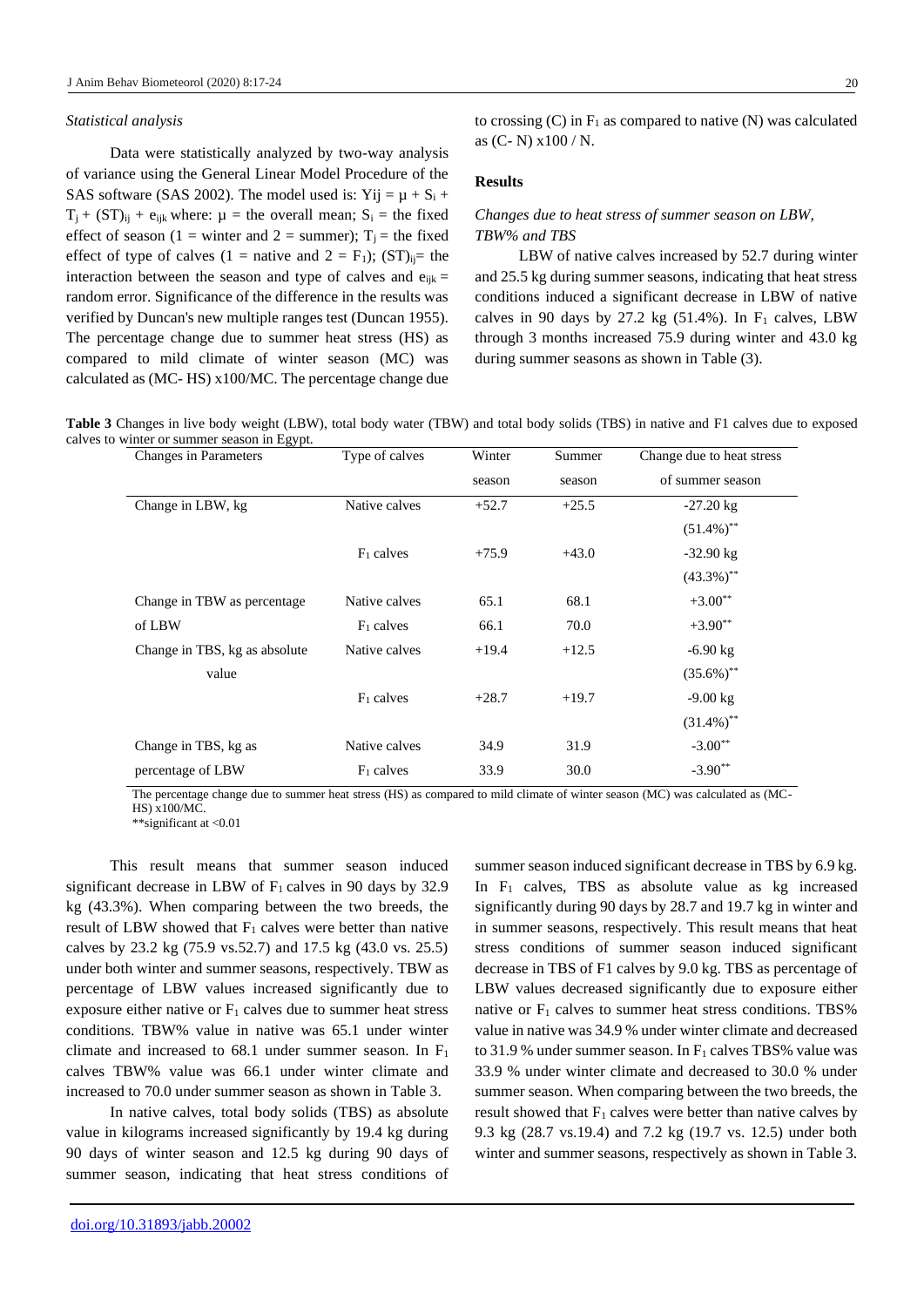### *Statistical analysis*

Data were statistically analyzed by two-way analysis of variance using the General Linear Model Procedure of the SAS software (SAS 2002). The model used is: $Y_{ij} = \mu + S_i + T_j + (ST)_{ij} + e_{ijk}$ where: $\mu$ = the overall mean; $S_i$ = the fixed effect of season (1 = winter and 2 = summer); $T_j$ = the fixed effect of type of calves (1 = native and 2 = $F_1$); $(ST)_{ij}$= the interaction between the season and type of calves and $e_{ijk}$ = random error. Significance of the difference in the results was verified by Duncan's new multiple ranges test (Duncan 1955). The percentage change due to summer heat stress (HS) as compared to mild climate of winter season (MC) was calculated as (MC- HS) x100/MC. The percentage change due to crossing (C) in $F_1$ as compared to native (N) was calculated as (C- N) x100 / N.

## Results

### *Changes due to heat stress of summer season on LBW, TBW% and TBS*

LBW of native calves increased by 52.7 during winter and 25.5 kg during summer seasons, indicating that heat stress conditions induced a significant decrease in LBW of native calves in 90 days by 27.2 kg (51.4%). In $F_1$ calves, LBW through 3 months increased 75.9 during winter and 43.0 kg during summer seasons as shown in Table (3).

**Table 3** Changes in live body weight (LBW), total body water (TBW) and total body solids (TBS) in native and F1 calves due to exposed calves to winter or summer season in Egypt.

| Changes in Parameters | Type of calves | Winter season | Summer season | Change due to heat stress of summer season |
|---|---|---|---|---|
| Change in LBW, kg | Native calves | +52.7 | +25.5 | -27.20 kg (51.4%)** |
| | $F_1$ calves | +75.9 | +43.0 | -32.90 kg (43.3%)** |
| Change in TBW as percentage of LBW | Native calves | 65.1 | 68.1 | +3.00** |
| | $F_1$ calves | 66.1 | 70.0 | +3.90** |
| Change in TBS, kg as absolute value | Native calves | +19.4 | +12.5 | -6.90 kg (35.6%)** |
| | $F_1$ calves | +28.7 | +19.7 | -9.00 kg (31.4%)** |
| Change in TBS, kg as percentage of LBW | Native calves | 34.9 | 31.9 | -3.00** |
| | $F_1$ calves | 33.9 | 30.0 | -3.90** |

The percentage change due to summer heat stress (HS) as compared to mild climate of winter season (MC) was calculated as (MC-HS) x100/MC.
**significant at <0.01

This result means that summer season induced significant decrease in LBW of $F_1$ calves in 90 days by 32.9 kg (43.3%). When comparing between the two breeds, the result of LBW showed that $F_1$ calves were better than native calves by 23.2 kg (75.9 vs.52.7) and 17.5 kg (43.0 vs. 25.5) under both winter and summer seasons, respectively. TBW as percentage of LBW values increased significantly due to exposure either native or $F_1$ calves due to summer heat stress conditions. TBW% value in native was 65.1 under winter climate and increased to 68.1 under summer season. In $F_1$ calves TBW% value was 66.1 under winter climate and increased to 70.0 under summer season as shown in Table 3.

In native calves, total body solids (TBS) as absolute value in kilograms increased significantly by 19.4 kg during 90 days of winter season and 12.5 kg during 90 days of summer season, indicating that heat stress conditions of summer season induced significant decrease in TBS by 6.9 kg. In $F_1$ calves, TBS as absolute value as kg increased significantly during 90 days by 28.7 and 19.7 kg in winter and in summer seasons, respectively. This result means that heat stress conditions of summer season induced significant decrease in TBS of F1 calves by 9.0 kg. TBS as percentage of LBW values decreased significantly due to exposure either native or $F_1$ calves to summer heat stress conditions. TBS% value in native was 34.9 % under winter climate and decreased to 31.9 % under summer season. In $F_1$ calves TBS% value was 33.9 % under winter climate and decreased to 30.0 % under summer season. When comparing between the two breeds, the result showed that $F_1$ calves were better than native calves by 9.3 kg (28.7 vs.19.4) and 7.2 kg (19.7 vs. 12.5) under both winter and summer seasons, respectively as shown in Table 3.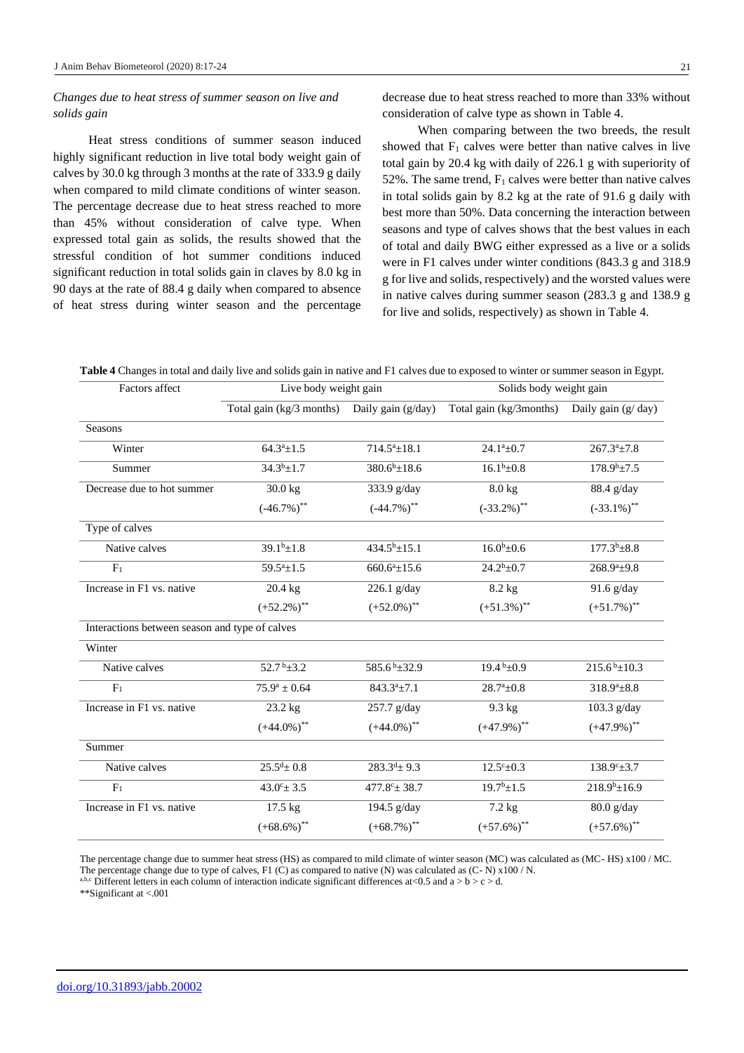### *Changes due to heat stress of summer season on live and solids gain*

Heat stress conditions of summer season induced highly significant reduction in live total body weight gain of calves by 30.0 kg through 3 months at the rate of 333.9 g daily when compared to mild climate conditions of winter season. The percentage decrease due to heat stress reached to more than 45% without consideration of calve type. When expressed total gain as solids, the results showed that the stressful condition of hot summer conditions induced significant reduction in total solids gain in claves by 8.0 kg in 90 days at the rate of 88.4 g daily when compared to absence of heat stress during winter season and the percentage decrease due to heat stress reached to more than 33% without consideration of calve type as shown in Table 4.

When comparing between the two breeds, the result showed that $F_1$ calves were better than native calves in live total gain by 20.4 kg with daily of 226.1 g with superiority of 52%. The same trend, $F_1$ calves were better than native calves in total solids gain by 8.2 kg at the rate of 91.6 g daily with best more than 50%. Data concerning the interaction between seasons and type of calves shows that the best values in each of total and daily BWG either expressed as a live or a solids were in F1 calves under winter conditions (843.3 g and 318.9 g for live and solids, respectively) and the worsted values were in native calves during summer season (283.3 g and 138.9 g for live and solids, respectively) as shown in Table 4.

**Table 4** Changes in total and daily live and solids gain in native and F1 calves due to exposed to winter or summer season in Egypt.

| Factors affect | Live body weight gain | | Solids body weight gain | |
|---|---|---|---|---|
| | Total gain (kg/3 months) | Daily gain (g/day) | Total gain (kg/3months) | Daily gain (g/ day) |
| Seasons | | | | |
| Winter | $64.3^a±1.5$ | $714.5^a±18.1$ | $24.1^a±0.7$ | $267.3^a±7.8$ |
| Summer | $34.3^b±1.7$ | $380.6^b±18.6$ | $16.1^b±0.8$ | $178.9^b±7.5$ |
| Decrease due to hot summer | 30.0 kg | 333.9 g/day | 8.0 kg | 88.4 g/day |
| | $(-46.7\%)^{**}$ | $(-44.7\%)^{**}$ | $(-33.2\%)^{**}$ | $(-33.1\%)^{**}$ |
| Type of calves | | | | |
| Native calves | $39.1^b±1.8$ | $434.5^b±15.1$ | $16.0^b±0.6$ | $177.3^b±8.8$ |
| $F_1$ | $59.5^a±1.5$ | $660.6^a±15.6$ | $24.2^b±0.7$ | $268.9^a±9.8$ |
| Increase in F1 vs. native | 20.4 kg | 226.1 g/day | 8.2 kg | 91.6 g/day |
| | $(+52.2\%)^{**}$ | $(+52.0\%)^{**}$ | $(+51.3\%)^{**}$ | $(+51.7\%)^{**}$ |
| Interactions between season and type of calves | | | | |
| Winter | | | | |
| Native calves | $52.7^b±3.2$ | $585.6^b±32.9$ | $19.4^b±0.9$ | $215.6^b±10.3$ |
| $F_1$ | $75.9^a ± 0.64$ | $843.3^a±7.1$ | $28.7^a±0.8$ | $318.9^a±8.8$ |
| Increase in F1 vs. native | 23.2 kg | 257.7 g/day | 9.3 kg | 103.3 g/day |
| | $(+44.0\%)^{**}$ | $(+44.0\%)^{**}$ | $(+47.9\%)^{**}$ | $(+47.9\%)^{**}$ |
| Summer | | | | |
| Native calves | $25.5^d± 0.8$ | $283.3^d± 9.3$ | $12.5^c±0.3$ | $138.9^c±3.7$ |
| $F_1$ | $43.0^c± 3.5$ | $477.8^c± 38.7$ | $19.7^b±1.5$ | $218.9^b±16.9$ |
| Increase in F1 vs. native | 17.5 kg | 194.5 g/day | 7.2 kg | 80.0 g/day |
| | $(+68.6\%)^{**}$ | $(+68.7\%)^{**}$ | $(+57.6\%)^{**}$ | $(+57.6\%)^{**}$ |

The percentage change due to summer heat stress (HS) as compared to mild climate of winter season (MC) was calculated as (MC- HS) x100 / MC.
The percentage change due to type of calves, F1 (C) as compared to native (N) was calculated as (C- N) x100 / N.
a,b,c Different letters in each column of interaction indicate significant differences at<0.5 and a > b > c > d.
**Significant at <.001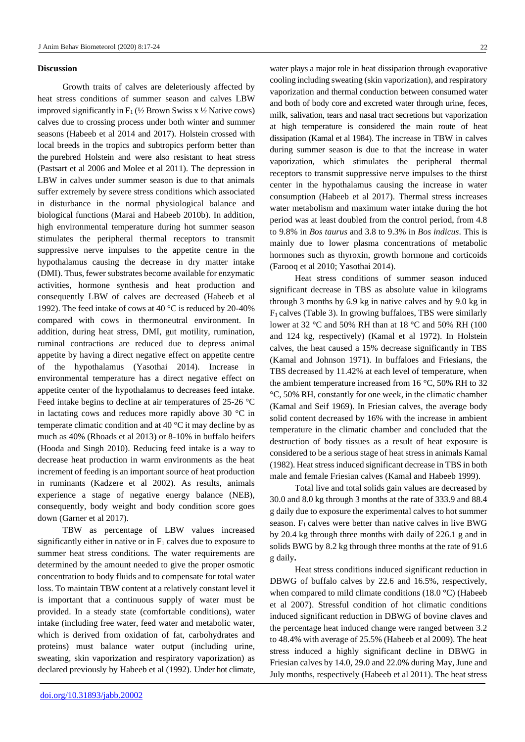## Discussion

Growth traits of calves are deleteriously affected by heat stress conditions of summer season and calves LBW improved significantly in $F_1$ (½ Brown Swiss x ½ Native cows) calves due to crossing process under both winter and summer seasons (Habeeb et al 2014 and 2017). Holstein crossed with local breeds in the tropics and subtropics perform better than the purebred Holstein and were also resistant to heat stress (Pastsart et al 2006 and Molee et al 2011). The depression in LBW in calves under summer season is due to that animals suffer extremely by severe stress conditions which associated in disturbance in the normal physiological balance and biological functions (Marai and Habeeb 2010b). In addition, high environmental temperature during hot summer season stimulates the peripheral thermal receptors to transmit suppressive nerve impulses to the appetite centre in the hypothalamus causing the decrease in dry matter intake (DMI). Thus, fewer substrates become available for enzymatic activities, hormone synthesis and heat production and consequently LBW of calves are decreased (Habeeb et al 1992). The feed intake of cows at 40 °C is reduced by 20-40% compared with cows in thermoneutral environment. In addition, during heat stress, DMI, gut motility, rumination, ruminal contractions are reduced due to depress animal appetite by having a direct negative effect on appetite centre of the hypothalamus (Yasothai 2014). Increase in environmental temperature has a direct negative effect on appetite center of the hypothalamus to decreases feed intake. Feed intake begins to decline at air temperatures of 25-26 °C in lactating cows and reduces more rapidly above 30 °C in temperate climatic condition and at 40 °C it may decline by as much as 40% (Rhoads et al 2013) or 8-10% in buffalo heifers (Hooda and Singh 2010). Reducing feed intake is a way to decrease heat production in warm environments as the heat increment of feeding is an important source of heat production in ruminants (Kadzere et al 2002). As results, animals experience a stage of negative energy balance (NEB), consequently, body weight and body condition score goes down (Garner et al 2017).

TBW as percentage of LBW values increased significantly either in native or in $F_1$ calves due to exposure to summer heat stress conditions. The water requirements are determined by the amount needed to give the proper osmotic concentration to body fluids and to compensate for total water loss. To maintain TBW content at a relatively constant level it is important that a continuous supply of water must be provided. In a steady state (comfortable conditions), water intake (including free water, feed water and metabolic water, which is derived from oxidation of fat, carbohydrates and proteins) must balance water output (including urine, sweating, skin vaporization and respiratory vaporization) as declared previously by Habeeb et al (1992). Under hot climate, water plays a major role in heat dissipation through evaporative cooling including sweating (skin vaporization), and respiratory vaporization and thermal conduction between consumed water and both of body core and excreted water through urine, feces, milk, salivation, tears and nasal tract secretions but vaporization at high temperature is considered the main route of heat dissipation (Kamal et al 1984). The increase in TBW in calves during summer season is due to that the increase in water vaporization, which stimulates the peripheral thermal receptors to transmit suppressive nerve impulses to the thirst center in the hypothalamus causing the increase in water consumption (Habeeb et al 2017). Thermal stress increases water metabolism and maximum water intake during the hot period was at least doubled from the control period, from 4.8 to 9.8% in *Bos taurus* and 3.8 to 9.3% in *Bos indicus*. This is mainly due to lower plasma concentrations of metabolic hormones such as thyroxin, growth hormone and corticoids (Farooq et al 2010; Yasothai 2014).

Heat stress conditions of summer season induced significant decrease in TBS as absolute value in kilograms through 3 months by 6.9 kg in native calves and by 9.0 kg in $F_1$ calves (Table 3). In growing buffaloes, TBS were similarly lower at 32 °C and 50% RH than at 18 °C and 50% RH (100 and 124 kg, respectively) (Kamal et al 1972). In Holstein calves, the heat caused a 15% decrease significantly in TBS (Kamal and Johnson 1971). In buffaloes and Friesians, the TBS decreased by 11.42% at each level of temperature, when the ambient temperature increased from 16 °C, 50% RH to 32 °C, 50% RH, constantly for one week, in the climatic chamber (Kamal and Seif 1969). In Friesian calves, the average body solid content decreased by 16% with the increase in ambient temperature in the climatic chamber and concluded that the destruction of body tissues as a result of heat exposure is considered to be a serious stage of heat stress in animals Kamal (1982). Heat stress induced significant decrease in TBS in both male and female Friesian calves (Kamal and Habeeb 1999).

Total live and total solids gain values are decreased by 30.0 and 8.0 kg through 3 months at the rate of 333.9 and 88.4 g daily due to exposure the experimental calves to hot summer season. $F_1$ calves were better than native calves in live BWG by 20.4 kg through three months with daily of 226.1 g and in solids BWG by 8.2 kg through three months at the rate of 91.6 g daily**.**

Heat stress conditions induced significant reduction in DBWG of buffalo calves by 22.6 and 16.5%, respectively, when compared to mild climate conditions (18.0 °C) (Habeeb et al 2007). Stressful condition of hot climatic conditions induced significant reduction in DBWG of bovine claves and the percentage heat induced change were ranged between 3.2 to 48.4% with average of 25.5% (Habeeb et al 2009). The heat stress induced a highly significant decline in DBWG in Friesian calves by 14.0, 29.0 and 22.0% during May, June and July months, respectively (Habeeb et al 2011). The heat stress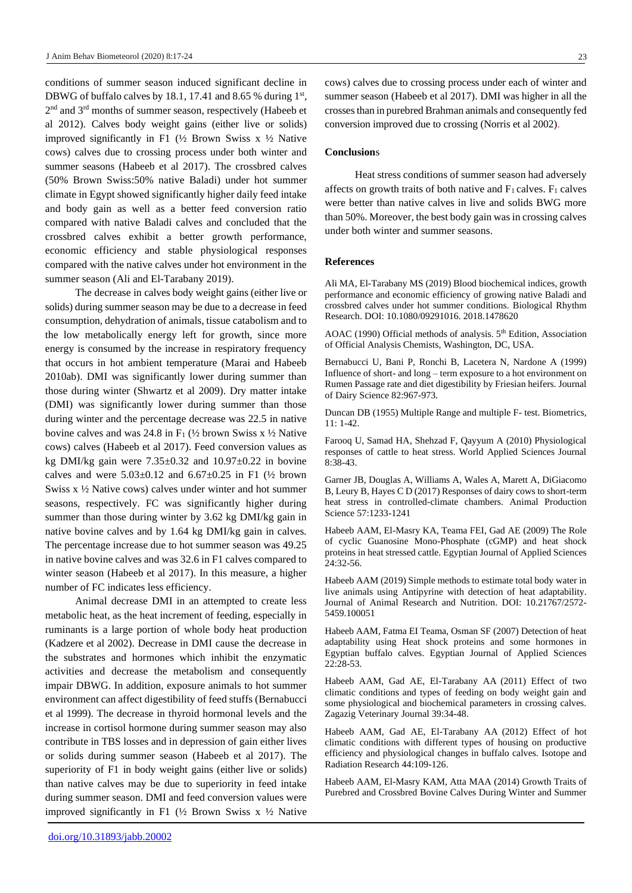conditions of summer season induced significant decline in DBWG of buffalo calves by 18.1, 17.41 and 8.65 % during 1st, 2nd and 3rd months of summer season, respectively (Habeeb et al 2012). Calves body weight gains (either live or solids) improved significantly in F1 (½ Brown Swiss x ½ Native cows) calves due to crossing process under both winter and summer seasons (Habeeb et al 2017). The crossbred calves (50% Brown Swiss:50% native Baladi) under hot summer climate in Egypt showed significantly higher daily feed intake and body gain as well as a better feed conversion ratio compared with native Baladi calves and concluded that the crossbred calves exhibit a better growth performance, economic efficiency and stable physiological responses compared with the native calves under hot environment in the summer season (Ali and El-Tarabany 2019).

The decrease in calves body weight gains (either live or solids) during summer season may be due to a decrease in feed consumption, dehydration of animals, tissue catabolism and to the low metabolically energy left for growth, since more energy is consumed by the increase in respiratory frequency that occurs in hot ambient temperature (Marai and Habeeb 2010ab). DMI was significantly lower during summer than those during winter (Shwartz et al 2009). Dry matter intake (DMI) was significantly lower during summer than those during winter and the percentage decrease was 22.5 in native bovine calves and was 24.8 in $F_1$ (½ brown Swiss x ½ Native cows) calves (Habeeb et al 2017). Feed conversion values as kg DMI/kg gain were 7.35±0.32 and 10.97±0.22 in bovine calves and were 5.03±0.12 and 6.67±0.25 in F1 (½ brown Swiss x ½ Native cows) calves under winter and hot summer seasons, respectively. FC was significantly higher during summer than those during winter by 3.62 kg DMI/kg gain in native bovine calves and by 1.64 kg DMI/kg gain in calves. The percentage increase due to hot summer season was 49.25 in native bovine calves and was 32.6 in F1 calves compared to winter season (Habeeb et al 2017). In this measure, a higher number of FC indicates less efficiency.

Animal decrease DMI in an attempted to create less metabolic heat, as the heat increment of feeding, especially in ruminants is a large portion of whole body heat production (Kadzere et al 2002). Decrease in DMI cause the decrease in the substrates and hormones which inhibit the enzymatic activities and decrease the metabolism and consequently impair DBWG. In addition, exposure animals to hot summer environment can affect digestibility of feed stuffs (Bernabucci et al 1999). The decrease in thyroid hormonal levels and the increase in cortisol hormone during summer season may also contribute in TBS losses and in depression of gain either lives or solids during summer season (Habeeb et al 2017). The superiority of F1 in body weight gains (either live or solids) than native calves may be due to superiority in feed intake during summer season. DMI and feed conversion values were improved significantly in F1 (½ Brown Swiss x ½ Native cows) calves due to crossing process under each of winter and summer season (Habeeb et al 2017). DMI was higher in all the crosses than in purebred Brahman animals and consequently fed conversion improved due to crossing (Norris et al 2002).

## Conclusions

Heat stress conditions of summer season had adversely affects on growth traits of both native and $F_1$ calves. $F_1$ calves were better than native calves in live and solids BWG more than 50%. Moreover, the best body gain was in crossing calves under both winter and summer seasons.

## References

Ali MA, El-Tarabany MS (2019) Blood biochemical indices, growth performance and economic efficiency of growing native Baladi and crossbred calves under hot summer conditions. Biological Rhythm Research. DOI: 10.1080/09291016. 2018.1478620

AOAC (1990) Official methods of analysis. 5th Edition, Association of Official Analysis Chemists, Washington, DC, USA.

Bernabucci U, Bani P, Ronchi B, Lacetera N, Nardone A (1999) Influence of short- and long – term exposure to a hot environment on Rumen Passage rate and diet digestibility by Friesian heifers. Journal of Dairy Science 82:967-973.

Duncan DB (1955) Multiple Range and multiple F- test. Biometrics, 11: 1-42.

Farooq U, Samad HA, Shehzad F, Qayyum A (2010) Physiological responses of cattle to heat stress. World Applied Sciences Journal 8:38-43.

Garner JB, Douglas A, Williams A, Wales A, Marett A, DiGiacomo B, Leury B, Hayes C D (2017) Responses of dairy cows to short-term heat stress in controlled-climate chambers. Animal Production Science 57:1233-1241

Habeeb AAM, El-Masry KA, Teama FEI, Gad AE (2009) The Role of cyclic Guanosine Mono-Phosphate (cGMP) and heat shock proteins in heat stressed cattle. Egyptian Journal of Applied Sciences 24:32-56.

Habeeb AAM (2019) Simple methods to estimate total body water in live animals using Antipyrine with detection of heat adaptability. Journal of Animal Research and Nutrition. DOI: 10.21767/2572-5459.100051

Habeeb AAM, Fatma EI Teama, Osman SF (2007) Detection of heat adaptability using Heat shock proteins and some hormones in Egyptian buffalo calves. Egyptian Journal of Applied Sciences 22:28-53.

Habeeb AAM, Gad AE, El-Tarabany AA (2011) Effect of two climatic conditions and types of feeding on body weight gain and some physiological and biochemical parameters in crossing calves. Zagazig Veterinary Journal 39:34-48.

Habeeb AAM, Gad AE, El-Tarabany AA (2012) Effect of hot climatic conditions with different types of housing on productive efficiency and physiological changes in buffalo calves. Isotope and Radiation Research 44:109-126.

Habeeb AAM, El-Masry KAM, Atta MAA (2014) Growth Traits of Purebred and Crossbred Bovine Calves During Winter and Summer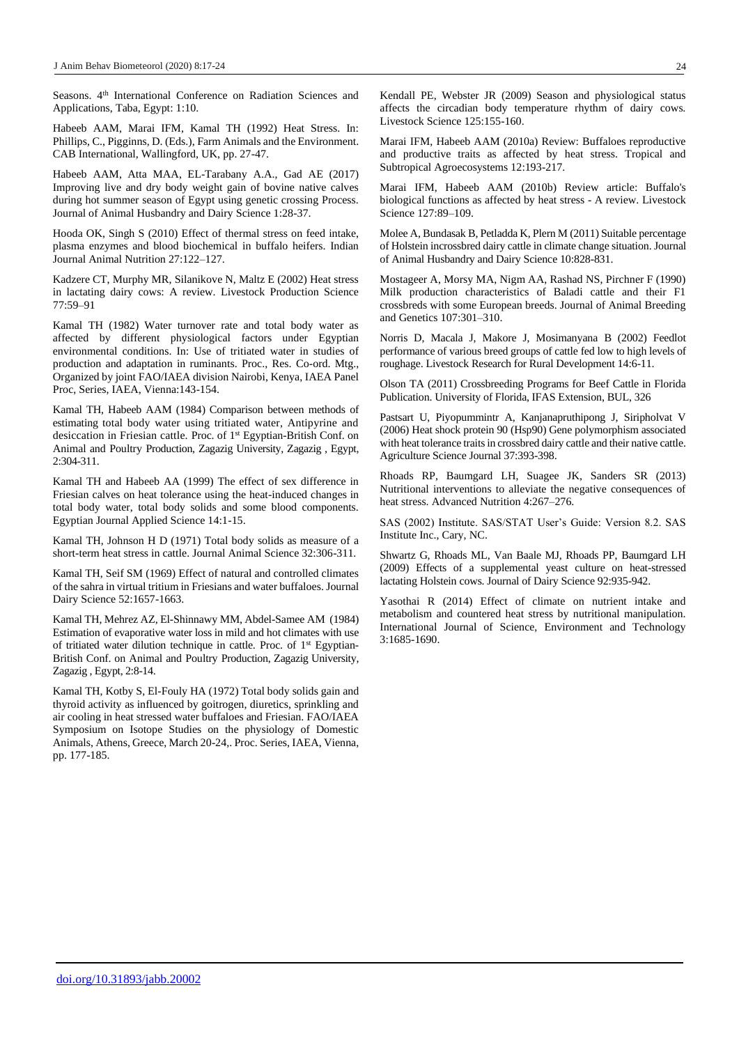Seasons. 4th International Conference on Radiation Sciences and Applications, Taba, Egypt: 1:10.

Habeeb AAM, Marai IFM, Kamal TH (1992) Heat Stress. In: Phillips, C., Pigginns, D. (Eds.), Farm Animals and the Environment. CAB International, Wallingford, UK, pp. 27-47.

Habeeb AAM, Atta MAA, EL-Tarabany A.A., Gad AE (2017) Improving live and dry body weight gain of bovine native calves during hot summer season of Egypt using genetic crossing Process. Journal of Animal Husbandry and Dairy Science 1:28-37.

Hooda OK, Singh S (2010) Effect of thermal stress on feed intake, plasma enzymes and blood biochemical in buffalo heifers. Indian Journal Animal Nutrition 27:122–127.

Kadzere CT, Murphy MR, Silanikove N, Maltz E (2002) Heat stress in lactating dairy cows: A review. Livestock Production Science 77:59–91

Kamal TH (1982) Water turnover rate and total body water as affected by different physiological factors under Egyptian environmental conditions. In: Use of tritiated water in studies of production and adaptation in ruminants. Proc., Res. Co-ord. Mtg., Organized by joint FAO/IAEA division Nairobi, Kenya, IAEA Panel Proc, Series, IAEA, Vienna:143-154.

Kamal TH, Habeeb AAM (1984) Comparison between methods of estimating total body water using tritiated water, Antipyrine and desiccation in Friesian cattle. Proc. of 1st Egyptian-British Conf. on Animal and Poultry Production, Zagazig University, Zagazig , Egypt, 2:304-311.

Kamal TH and Habeeb AA (1999) The effect of sex difference in Friesian calves on heat tolerance using the heat-induced changes in total body water, total body solids and some blood components. Egyptian Journal Applied Science 14:1-15.

Kamal TH, Johnson H D (1971) Total body solids as measure of a short-term heat stress in cattle. Journal Animal Science 32:306-311.

Kamal TH, Seif SM (1969) Effect of natural and controlled climates of the sahra in virtual tritium in Friesians and water buffaloes. Journal Dairy Science 52:1657-1663.

Kamal TH, Mehrez AZ, El-Shinnawy MM, Abdel-Samee AM (1984) Estimation of evaporative water loss in mild and hot climates with use of tritiated water dilution technique in cattle. Proc. of 1st Egyptian-British Conf. on Animal and Poultry Production, Zagazig University, Zagazig , Egypt, 2:8-14.

Kamal TH, Kotby S, El-Fouly HA (1972) Total body solids gain and thyroid activity as influenced by goitrogen, diuretics, sprinkling and air cooling in heat stressed water buffaloes and Friesian. FAO/IAEA Symposium on Isotope Studies on the physiology of Domestic Animals, Athens, Greece, March 20-24,. Proc. Series, IAEA, Vienna, pp. 177-185.

Kendall PE, Webster JR (2009) Season and physiological status affects the circadian body temperature rhythm of dairy cows. Livestock Science 125:155-160.

Marai IFM, Habeeb AAM (2010a) Review: Buffaloes reproductive and productive traits as affected by heat stress. Tropical and Subtropical Agroecosystems 12:193-217.

Marai IFM, Habeeb AAM (2010b) Review article: Buffalo's biological functions as affected by heat stress - A review. Livestock Science 127:89–109.

Molee A, Bundasak B, Petladda K, Plern M (2011) Suitable percentage of Holstein incrossbred dairy cattle in climate change situation. Journal of Animal Husbandry and Dairy Science 10:828-831.

Mostageer A, Morsy MA, Nigm AA, Rashad NS, Pirchner F (1990) Milk production characteristics of Baladi cattle and their F1 crossbreds with some European breeds. Journal of Animal Breeding and Genetics 107:301–310.

Norris D, Macala J, Makore J, Mosimanyana B (2002) Feedlot performance of various breed groups of cattle fed low to high levels of roughage. Livestock Research for Rural Development 14:6-11.

Olson TA (2011) Crossbreeding Programs for Beef Cattle in Florida Publication. University of Florida, IFAS Extension, BUL, 326

Pastsart U, Piyopummintr A, Kanjanapruthipong J, Siripholvat V (2006) Heat shock protein 90 (Hsp90) Gene polymorphism associated with heat tolerance traits in crossbred dairy cattle and their native cattle. Agriculture Science Journal 37:393-398.

Rhoads RP, Baumgard LH, Suagee JK, Sanders SR (2013) Nutritional interventions to alleviate the negative consequences of heat stress. Advanced Nutrition 4:267–276.

SAS (2002) Institute. SAS/STAT User's Guide: Version 8.2. SAS Institute Inc., Cary, NC.

Shwartz G, Rhoads ML, Van Baale MJ, Rhoads PP, Baumgard LH (2009) Effects of a supplemental yeast culture on heat-stressed lactating Holstein cows. Journal of Dairy Science 92:935-942.

Yasothai R (2014) Effect of climate on nutrient intake and metabolism and countered heat stress by nutritional manipulation. International Journal of Science, Environment and Technology 3:1685-1690.